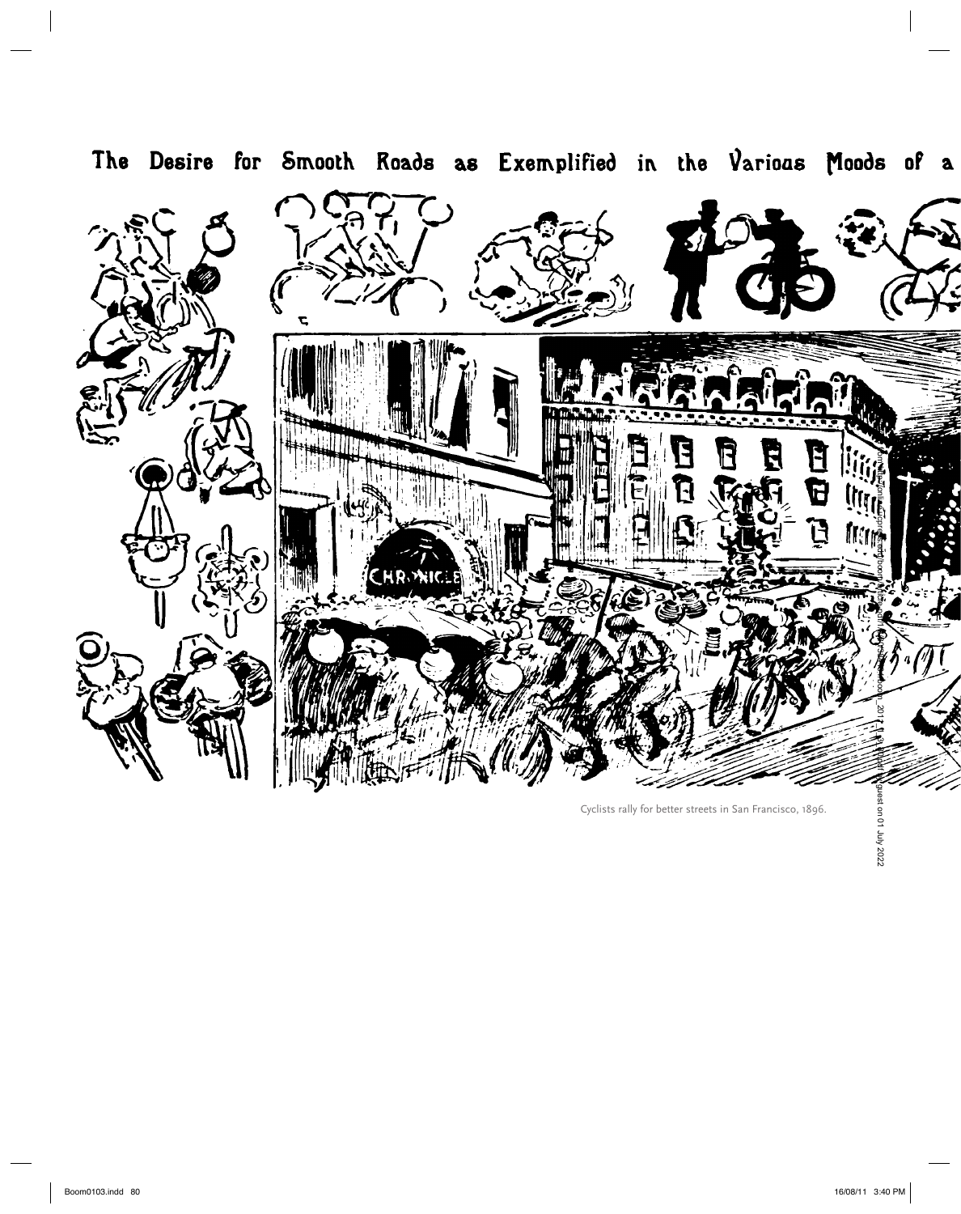The Desire for Smooth Roads as Exemplified in the Various Moods of a

Cyclists rally for better streets in San Francisco, 1896.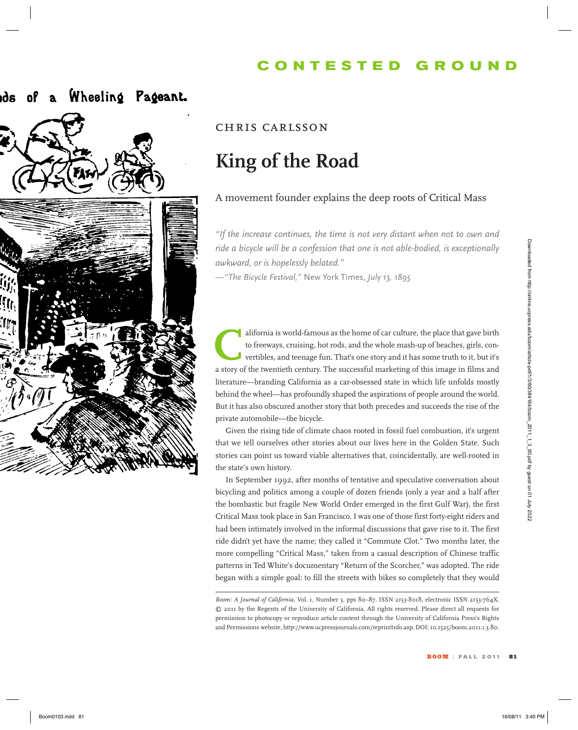CONTESTED GROUND

CHRIS CARLSSON

# King of the Road

## A movement founder explains the deep roots of Critical Mass

*"If the increase continues, the time is not very distant when not to own and ride a bicycle will be a confession that one is not able-bodied, is exceptionally awkward, or is hopelessly belated."*

*—"The Bicycle Festival,"* New York Times, *July 13, 1895*

California is world-famous as the home of car culture, the place that gave birth to freeways, cruising, hot rods, and the whole mash-up of beaches, girls, convertibles, and teenage fun. That's one story and it has some truth to it, but it's a story of the twentieth century. The successful marketing of this image in films and literature—branding California as a car-obsessed state in which life unfolds mostly behind the wheel—has profoundly shaped the aspirations of people around the world. But it has also obscured another story that both precedes and succeeds the rise of the private automobile—the bicycle.

Given the rising tide of climate chaos rooted in fossil fuel combustion, it's urgent that we tell ourselves other stories about our lives here in the Golden State. Such stories can point us toward viable alternatives that, coincidentally, are well-rooted in the state's own history.

In September 1992, after months of tentative and speculative conversation about bicycling and politics among a couple of dozen friends (only a year and a half after the bombastic but fragile New World Order emerged in the first Gulf War), the first Critical Mass took place in San Francisco. I was one of those first forty-eight riders and had been intimately involved in the informal discussions that gave rise to it. The first ride didn't yet have the name; they called it "Commute Clot." Two months later, the more compelling "Critical Mass," taken from a casual description of Chinese traffic patterns in Ted White's documentary "Return of the Scorcher," was adopted. The ride began with a simple goal: to fill the streets with bikes so completely that they would

*Boom: A Journal of California*, Vol. 1, Number 3, pps 80–87. ISSN 2153-8018, electronic ISSN 2153-764X. © 2011 by the Regents of the University of California. All rights reserved. Please direct all requests for permission to photocopy or reproduce article content through the University of California Press's Rights and Permissions website, http://www.ucpressjournals.com/reprintInfo.asp. DOI: 10.1525/boom.2011.1.3.80.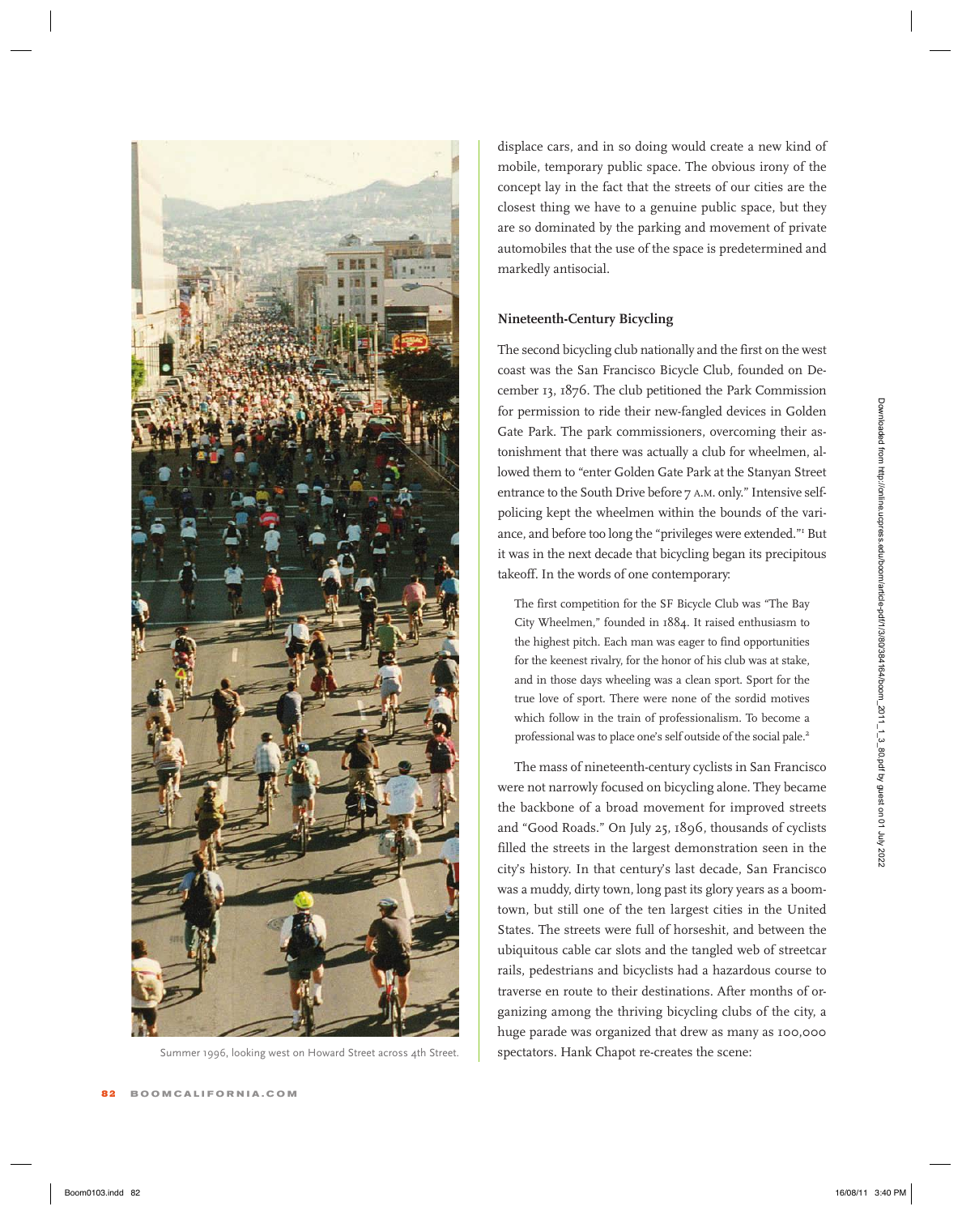Summer 1996, looking west on Howard Street across 4th Street.

displace cars, and in so doing would create a new kind of mobile, temporary public space. The obvious irony of the concept lay in the fact that the streets of our cities are the closest thing we have to a genuine public space, but they are so dominated by the parking and movement of private automobiles that the use of the space is predetermined and markedly antisocial.

### Nineteenth-Century Bicycling

The second bicycling club nationally and the first on the west coast was the San Francisco Bicycle Club, founded on December 13, 1876. The club petitioned the Park Commission for permission to ride their new-fangled devices in Golden Gate Park. The park commissioners, overcoming their astonishment that there was actually a club for wheelmen, allowed them to "enter Golden Gate Park at the Stanyan Street entrance to the South Drive before 7 A.M. only." Intensive self-policing kept the wheelmen within the bounds of the variance, and before too long the "privileges were extended."[1] But it was in the next decade that bicycling began its precipitous takeoff. In the words of one contemporary:

> The first competition for the SF Bicycle Club was "The Bay City Wheelmen," founded in 1884. It raised enthusiasm to the highest pitch. Each man was eager to find opportunities for the keenest rivalry, for the honor of his club was at stake, and in those days wheeling was a clean sport. Sport for the true love of sport. There were none of the sordid motives which follow in the train of professionalism. To become a professional was to place one's self outside of the social pale.[2]

The mass of nineteenth-century cyclists in San Francisco were not narrowly focused on bicycling alone. They became the backbone of a broad movement for improved streets and "Good Roads." On July 25, 1896, thousands of cyclists filled the streets in the largest demonstration seen in the city's history. In that century's last decade, San Francisco was a muddy, dirty town, long past its glory years as a boomtown, but still one of the ten largest cities in the United States. The streets were full of horseshit, and between the ubiquitous cable car slots and the tangled web of streetcar rails, pedestrians and bicyclists had a hazardous course to traverse en route to their destinations. After months of organizing among the thriving bicycling clubs of the city, a huge parade was organized that drew as many as 100,000 spectators. Hank Chapot re-creates the scene: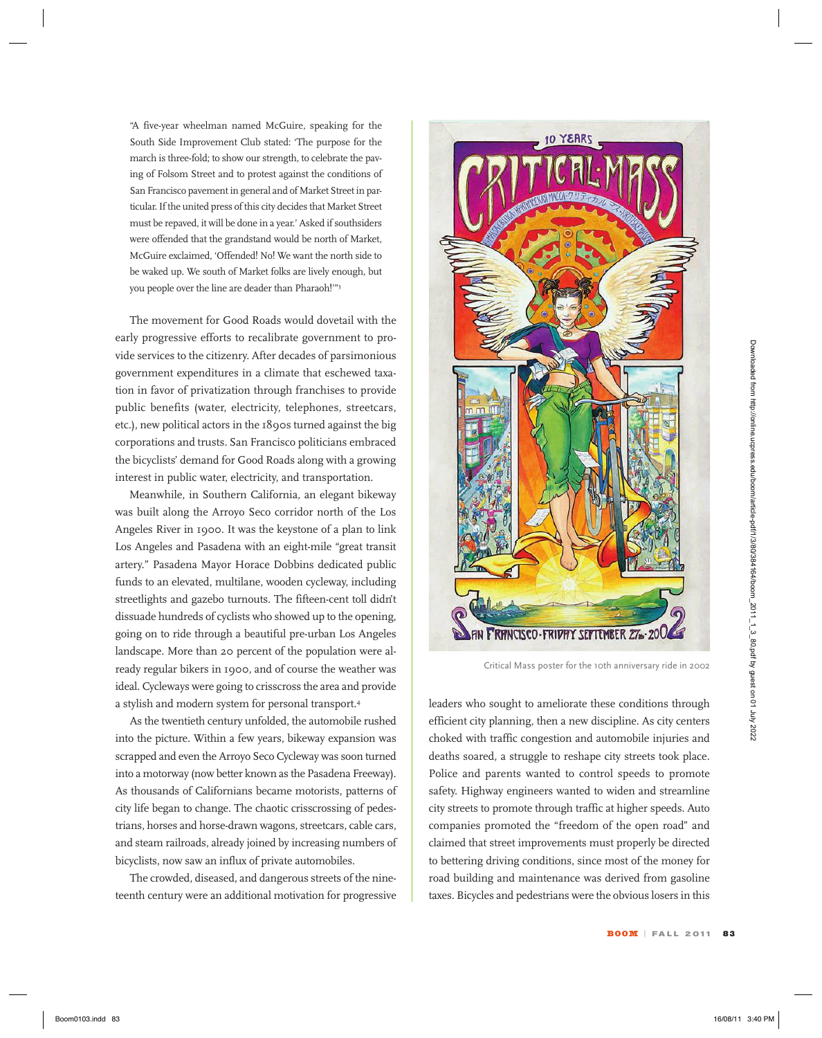"A five-year wheelman named McGuire, speaking for the South Side Improvement Club stated: 'The purpose for the march is three-fold; to show our strength, to celebrate the paving of Folsom Street and to protest against the conditions of San Francisco pavement in general and of Market Street in particular. If the united press of this city decides that Market Street must be repaved, it will be done in a year.' Asked if southsiders were offended that the grandstand would be north of Market, McGuire exclaimed, 'Offended! No! We want the north side to be waked up. We south of Market folks are lively enough, but you people over the line are deader than Pharaoh!'"[3]

The movement for Good Roads would dovetail with the early progressive efforts to recalibrate government to provide services to the citizenry. After decades of parsimonious government expenditures in a climate that eschewed taxation in favor of privatization through franchises to provide public benefits (water, electricity, telephones, streetcars, etc.), new political actors in the 1890s turned against the big corporations and trusts. San Francisco politicians embraced the bicyclists' demand for Good Roads along with a growing interest in public water, electricity, and transportation.

Meanwhile, in Southern California, an elegant bikeway was built along the Arroyo Seco corridor north of the Los Angeles River in 1900. It was the keystone of a plan to link Los Angeles and Pasadena with an eight-mile "great transit artery." Pasadena Mayor Horace Dobbins dedicated public funds to an elevated, multilane, wooden cycleway, including streetlights and gazebo turnouts. The fifteen-cent toll didn't dissuade hundreds of cyclists who showed up to the opening, going on to ride through a beautiful pre-urban Los Angeles landscape. More than 20 percent of the population were already regular bikers in 1900, and of course the weather was ideal. Cycleways were going to crisscross the area and provide a stylish and modern system for personal transport.[4]

As the twentieth century unfolded, the automobile rushed into the picture. Within a few years, bikeway expansion was scrapped and even the Arroyo Seco Cycleway was soon turned into a motorway (now better known as the Pasadena Freeway). As thousands of Californians became motorists, patterns of city life began to change. The chaotic crisscrossing of pedestrians, horses and horse-drawn wagons, streetcars, cable cars, and steam railroads, already joined by increasing numbers of bicyclists, now saw an influx of private automobiles.

The crowded, diseased, and dangerous streets of the nineteenth century were an additional motivation for progressive leaders who sought to ameliorate these conditions through efficient city planning, then a new discipline. As city centers choked with traffic congestion and automobile injuries and deaths soared, a struggle to reshape city streets took place. Police and parents wanted to control speeds to promote safety. Highway engineers wanted to widen and streamline city streets to promote through traffic at higher speeds. Auto companies promoted the "freedom of the open road" and claimed that street improvements must properly be directed to bettering driving conditions, since most of the money for road building and maintenance was derived from gasoline taxes. Bicycles and pedestrians were the obvious losers in this

Critical Mass poster for the 10th anniversary ride in 2002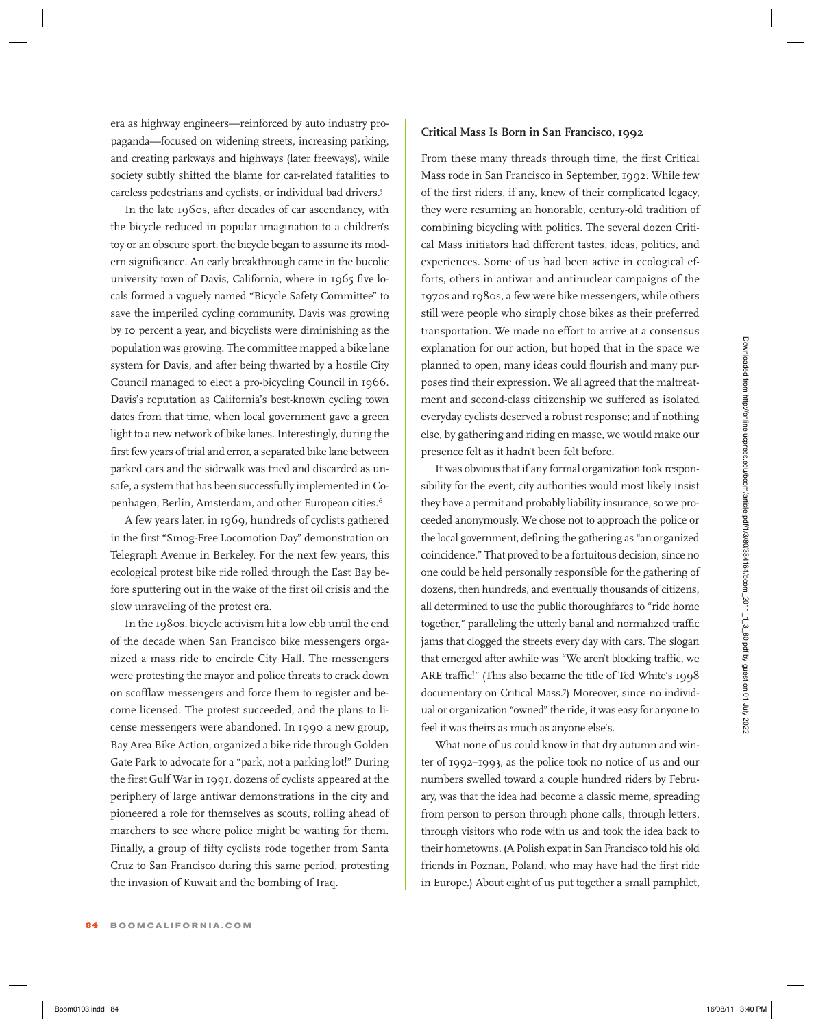era as highway engineers—reinforced by auto industry propaganda—focused on widening streets, increasing parking, and creating parkways and highways (later freeways), while society subtly shifted the blame for car-related fatalities to careless pedestrians and cyclists, or individual bad drivers.[5]

In the late 1960s, after decades of car ascendancy, with the bicycle reduced in popular imagination to a children's toy or an obscure sport, the bicycle began to assume its modern significance. An early breakthrough came in the bucolic university town of Davis, California, where in 1965 five locals formed a vaguely named "Bicycle Safety Committee" to save the imperiled cycling community. Davis was growing by 10 percent a year, and bicyclists were diminishing as the population was growing. The committee mapped a bike lane system for Davis, and after being thwarted by a hostile City Council managed to elect a pro-bicycling Council in 1966. Davis's reputation as California's best-known cycling town dates from that time, when local government gave a green light to a new network of bike lanes. Interestingly, during the first few years of trial and error, a separated bike lane between parked cars and the sidewalk was tried and discarded as unsafe, a system that has been successfully implemented in Copenhagen, Berlin, Amsterdam, and other European cities.[6]

A few years later, in 1969, hundreds of cyclists gathered in the first "Smog-Free Locomotion Day" demonstration on Telegraph Avenue in Berkeley. For the next few years, this ecological protest bike ride rolled through the East Bay before sputtering out in the wake of the first oil crisis and the slow unraveling of the protest era.

In the 1980s, bicycle activism hit a low ebb until the end of the decade when San Francisco bike messengers organized a mass ride to encircle City Hall. The messengers were protesting the mayor and police threats to crack down on scofflaw messengers and force them to register and become licensed. The protest succeeded, and the plans to license messengers were abandoned. In 1990 a new group, Bay Area Bike Action, organized a bike ride through Golden Gate Park to advocate for a "park, not a parking lot!" During the first Gulf War in 1991, dozens of cyclists appeared at the periphery of large antiwar demonstrations in the city and pioneered a role for themselves as scouts, rolling ahead of marchers to see where police might be waiting for them. Finally, a group of fifty cyclists rode together from Santa Cruz to San Francisco during this same period, protesting the invasion of Kuwait and the bombing of Iraq.

## Critical Mass Is Born in San Francisco, 1992

From these many threads through time, the first Critical Mass rode in San Francisco in September, 1992. While few of the first riders, if any, knew of their complicated legacy, they were resuming an honorable, century-old tradition of combining bicycling with politics. The several dozen Critical Mass initiators had different tastes, ideas, politics, and experiences. Some of us had been active in ecological efforts, others in antiwar and antinuclear campaigns of the 1970s and 1980s, a few were bike messengers, while others still were people who simply chose bikes as their preferred transportation. We made no effort to arrive at a consensus explanation for our action, but hoped that in the space we planned to open, many ideas could flourish and many purposes find their expression. We all agreed that the maltreatment and second-class citizenship we suffered as isolated everyday cyclists deserved a robust response; and if nothing else, by gathering and riding en masse, we would make our presence felt as it hadn't been felt before.

It was obvious that if any formal organization took responsibility for the event, city authorities would most likely insist they have a permit and probably liability insurance, so we proceeded anonymously. We chose not to approach the police or the local government, defining the gathering as "an organized coincidence." That proved to be a fortuitous decision, since no one could be held personally responsible for the gathering of dozens, then hundreds, and eventually thousands of citizens, all determined to use the public thoroughfares to "ride home together," paralleling the utterly banal and normalized traffic jams that clogged the streets every day with cars. The slogan that emerged after awhile was "We aren't blocking traffic, we ARE traffic!" (This also became the title of Ted White's 1998 documentary on Critical Mass.[7]) Moreover, since no individual or organization "owned" the ride, it was easy for anyone to feel it was theirs as much as anyone else's.

What none of us could know in that dry autumn and winter of 1992–1993, as the police took no notice of us and our numbers swelled toward a couple hundred riders by February, was that the idea had become a classic meme, spreading from person to person through phone calls, through letters, through visitors who rode with us and took the idea back to their hometowns. (A Polish expat in San Francisco told his old friends in Poznan, Poland, who may have had the first ride in Europe.) About eight of us put together a small pamphlet,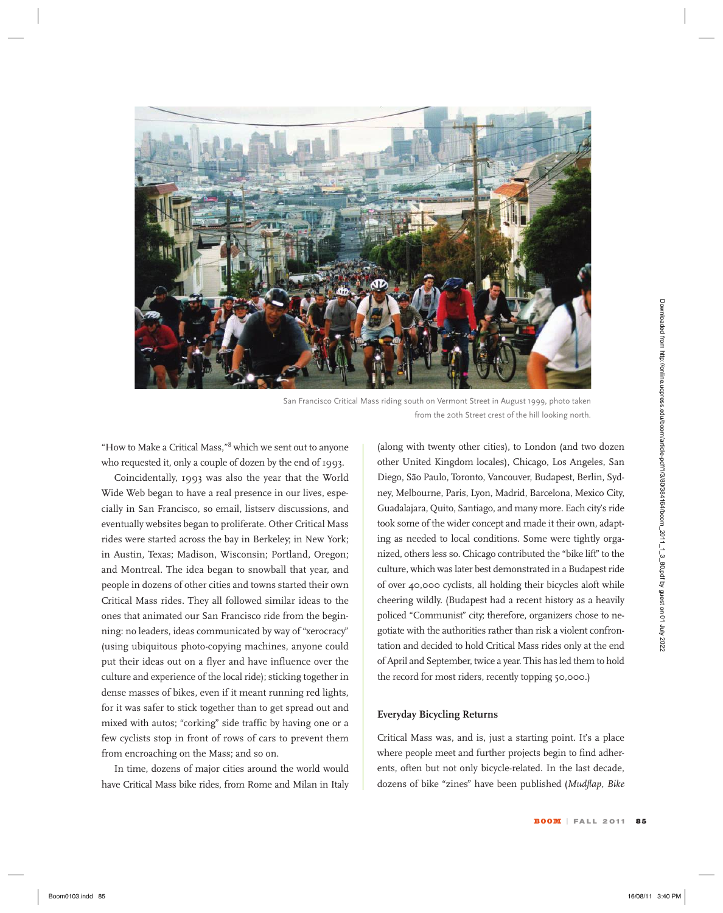San Francisco Critical Mass riding south on Vermont Street in August 1999, photo taken from the 20th Street crest of the hill looking north.

"How to Make a Critical Mass,"[8] which we sent out to anyone who requested it, only a couple of dozen by the end of 1993.

Coincidentally, 1993 was also the year that the World Wide Web began to have a real presence in our lives, especially in San Francisco, so email, listserv discussions, and eventually websites began to proliferate. Other Critical Mass rides were started across the bay in Berkeley; in New York; in Austin, Texas; Madison, Wisconsin; Portland, Oregon; and Montreal. The idea began to snowball that year, and people in dozens of other cities and towns started their own Critical Mass rides. They all followed similar ideas to the ones that animated our San Francisco ride from the beginning: no leaders, ideas communicated by way of "xerocracy" (using ubiquitous photo-copying machines, anyone could put their ideas out on a flyer and have influence over the culture and experience of the local ride); sticking together in dense masses of bikes, even if it meant running red lights, for it was safer to stick together than to get spread out and mixed with autos; "corking" side traffic by having one or a few cyclists stop in front of rows of cars to prevent them from encroaching on the Mass; and so on.

In time, dozens of major cities around the world would have Critical Mass bike rides, from Rome and Milan in Italy (along with twenty other cities), to London (and two dozen other United Kingdom locales), Chicago, Los Angeles, San Diego, São Paulo, Toronto, Vancouver, Budapest, Berlin, Sydney, Melbourne, Paris, Lyon, Madrid, Barcelona, Mexico City, Guadalajara, Quito, Santiago, and many more. Each city's ride took some of the wider concept and made it their own, adapting as needed to local conditions. Some were tightly organized, others less so. Chicago contributed the "bike lift" to the culture, which was later best demonstrated in a Budapest ride of over 40,000 cyclists, all holding their bicycles aloft while cheering wildly. (Budapest had a recent history as a heavily policed "Communist" city; therefore, organizers chose to negotiate with the authorities rather than risk a violent confrontation and decided to hold Critical Mass rides only at the end of April and September, twice a year. This has led them to hold the record for most riders, recently topping 50,000.)

### Everyday Bicycling Returns

Critical Mass was, and is, just a starting point. It's a place where people meet and further projects begin to find adherents, often but not only bicycle-related. In the last decade, dozens of bike "zines" have been published (*Mudflap*, *Bike*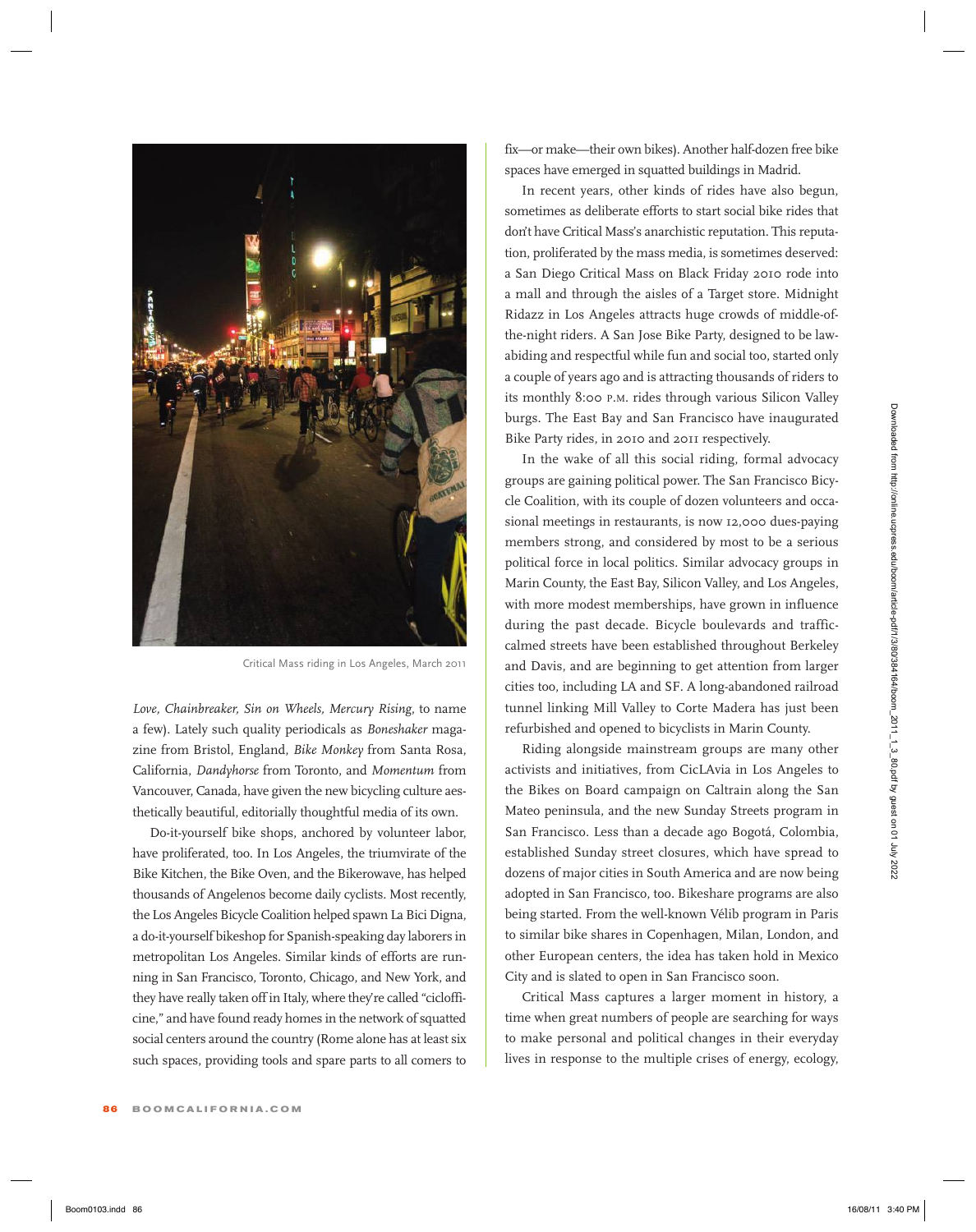Critical Mass riding in Los Angeles, March 2011

*Love, Chainbreaker, Sin on Wheels, Mercury Rising*, to name a few). Lately such quality periodicals as *Boneshaker* magazine from Bristol, England, *Bike Monkey* from Santa Rosa, California, *Dandyhorse* from Toronto, and *Momentum* from Vancouver, Canada, have given the new bicycling culture aesthetically beautiful, editorially thoughtful media of its own.

Do-it-yourself bike shops, anchored by volunteer labor, have proliferated, too. In Los Angeles, the triumvirate of the Bike Kitchen, the Bike Oven, and the Bikerowave, has helped thousands of Angelenos become daily cyclists. Most recently, the Los Angeles Bicycle Coalition helped spawn La Bici Digna, a do-it-yourself bikeshop for Spanish-speaking day laborers in metropolitan Los Angeles. Similar kinds of efforts are running in San Francisco, Toronto, Chicago, and New York, and they have really taken off in Italy, where they're called "ciclofficine," and have found ready homes in the network of squatted social centers around the country (Rome alone has at least six such spaces, providing tools and spare parts to all comers to fix—or make—their own bikes). Another half-dozen free bike spaces have emerged in squatted buildings in Madrid.

In recent years, other kinds of rides have also begun, sometimes as deliberate efforts to start social bike rides that don't have Critical Mass's anarchistic reputation. This reputation, proliferated by the mass media, is sometimes deserved: a San Diego Critical Mass on Black Friday 2010 rode into a mall and through the aisles of a Target store. Midnight Ridazz in Los Angeles attracts huge crowds of middle-of-the-night riders. A San Jose Bike Party, designed to be law-abiding and respectful while fun and social too, started only a couple of years ago and is attracting thousands of riders to its monthly 8:00 P.M. rides through various Silicon Valley burgs. The East Bay and San Francisco have inaugurated Bike Party rides, in 2010 and 2011 respectively.

In the wake of all this social riding, formal advocacy groups are gaining political power. The San Francisco Bicycle Coalition, with its couple of dozen volunteers and occasional meetings in restaurants, is now 12,000 dues-paying members strong, and considered by most to be a serious political force in local politics. Similar advocacy groups in Marin County, the East Bay, Silicon Valley, and Los Angeles, with more modest memberships, have grown in influence during the past decade. Bicycle boulevards and traffic-calmed streets have been established throughout Berkeley and Davis, and are beginning to get attention from larger cities too, including LA and SF. A long-abandoned railroad tunnel linking Mill Valley to Corte Madera has just been refurbished and opened to bicyclists in Marin County.

Riding alongside mainstream groups are many other activists and initiatives, from CicLAvia in Los Angeles to the Bikes on Board campaign on Caltrain along the San Mateo peninsula, and the new Sunday Streets program in San Francisco. Less than a decade ago Bogotá, Colombia, established Sunday street closures, which have spread to dozens of major cities in South America and are now being adopted in San Francisco, too. Bikeshare programs are also being started. From the well-known Vélib program in Paris to similar bike shares in Copenhagen, Milan, London, and other European centers, the idea has taken hold in Mexico City and is slated to open in San Francisco soon.

Critical Mass captures a larger moment in history, a time when great numbers of people are searching for ways to make personal and political changes in their everyday lives in response to the multiple crises of energy, ecology,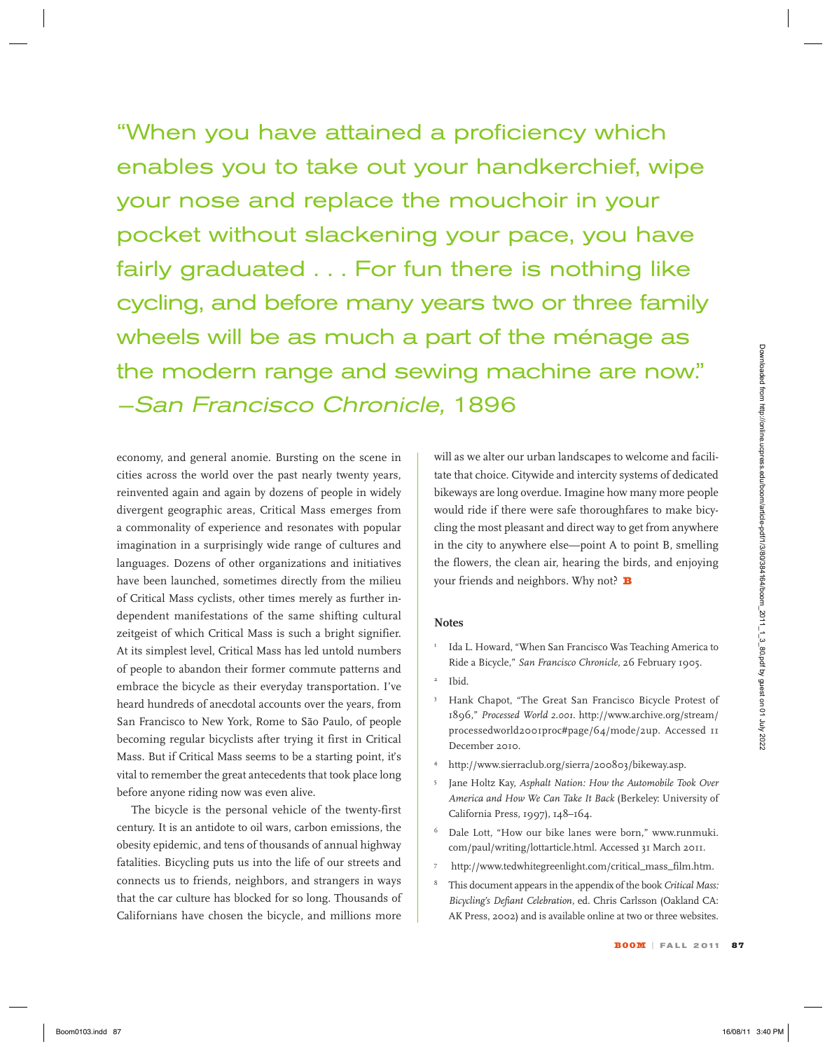"When you have attained a proficiency which enables you to take out your handkerchief, wipe your nose and replace the mouchoir in your pocket without slackening your pace, you have fairly graduated . . . For fun there is nothing like cycling, and before many years two or three family wheels will be as much a part of the ménage as the modern range and sewing machine are now." —*San Francisco Chronicle*, 1896

economy, and general anomie. Bursting on the scene in cities across the world over the past nearly twenty years, reinvented again and again by dozens of people in widely divergent geographic areas, Critical Mass emerges from a commonality of experience and resonates with popular imagination in a surprisingly wide range of cultures and languages. Dozens of other organizations and initiatives have been launched, sometimes directly from the milieu of Critical Mass cyclists, other times merely as further independent manifestations of the same shifting cultural zeitgeist of which Critical Mass is such a bright signifier. At its simplest level, Critical Mass has led untold numbers of people to abandon their former commute patterns and embrace the bicycle as their everyday transportation. I've heard hundreds of anecdotal accounts over the years, from San Francisco to New York, Rome to São Paulo, of people becoming regular bicyclists after trying it first in Critical Mass. But if Critical Mass seems to be a starting point, it's vital to remember the great antecedents that took place long before anyone riding now was even alive.

The bicycle is the personal vehicle of the twenty-first century. It is an antidote to oil wars, carbon emissions, the obesity epidemic, and tens of thousands of annual highway fatalities. Bicycling puts us into the life of our streets and connects us to friends, neighbors, and strangers in ways that the car culture has blocked for so long. Thousands of Californians have chosen the bicycle, and millions more will as we alter our urban landscapes to welcome and facilitate that choice. Citywide and intercity systems of dedicated bikeways are long overdue. Imagine how many more people would ride if there were safe thoroughfares to make bicycling the most pleasant and direct way to get from anywhere in the city to anywhere else—point A to point B, smelling the flowers, the clean air, hearing the birds, and enjoying your friends and neighbors. Why not? **B**

### Notes

1. Ida L. Howard, "When San Francisco Was Teaching America to Ride a Bicycle," *San Francisco Chronicle*, 26 February 1905.
2. Ibid.
3. Hank Chapot, "The Great San Francisco Bicycle Protest of 1896," *Processed World 2.001*. http://www.archive.org/stream/processedworld2001proc#page/64/mode/2up. Accessed 11 December 2010.
4. http://www.sierraclub.org/sierra/200803/bikeway.asp.
5. Jane Holtz Kay, *Asphalt Nation: How the Automobile Took Over America and How We Can Take It Back* (Berkeley: University of California Press, 1997), 148–164.
6. Dale Lott, "How our bike lanes were born," www.runmuki.com/paul/writing/lottarticle.html. Accessed 31 March 2011.
7. http://www.tedwhitegreenlight.com/critical_mass_film.htm.
8. This document appears in the appendix of the book *Critical Mass: Bicycling's Defiant Celebration*, ed. Chris Carlsson (Oakland CA: AK Press, 2002) and is available online at two or three websites.